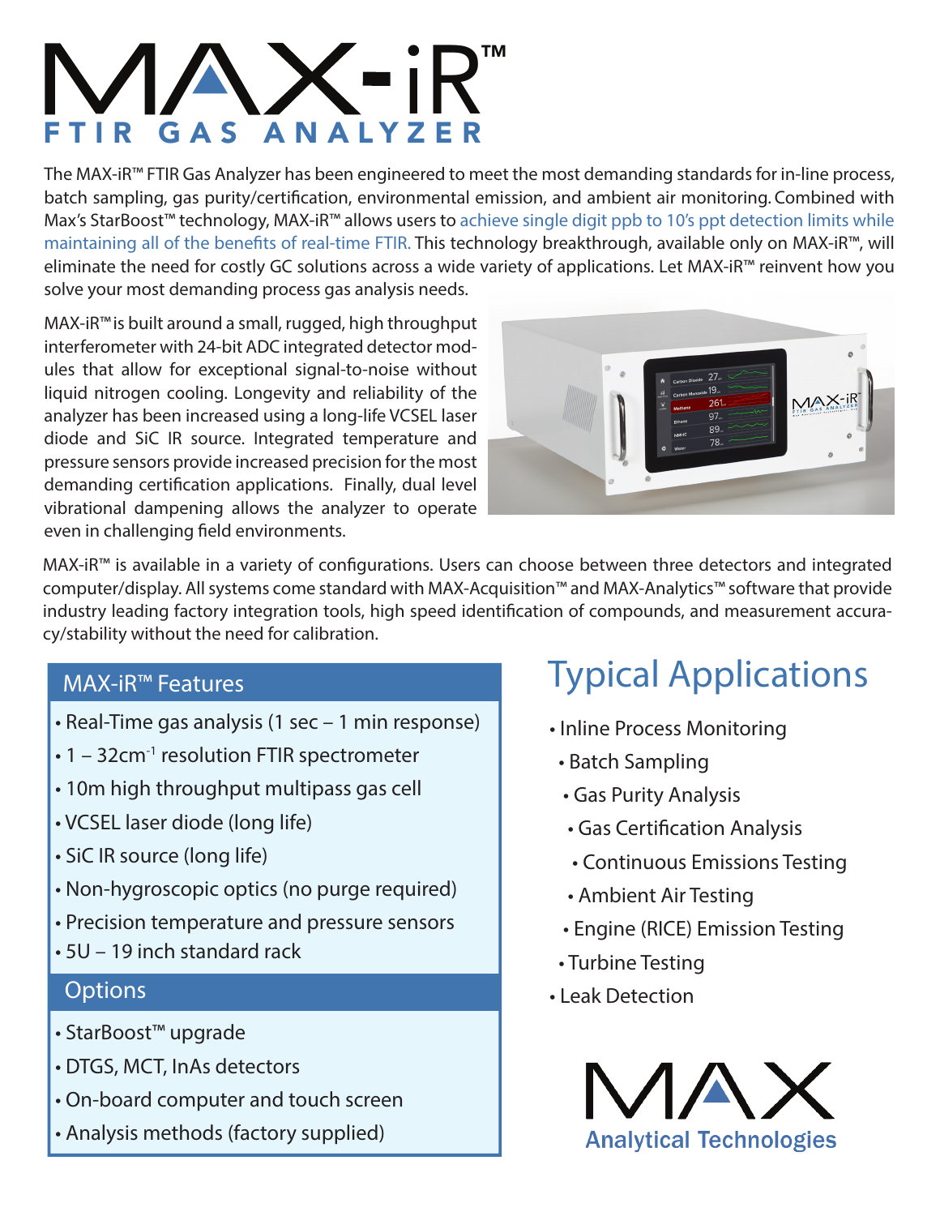# MAX-iR™

## FTIR GAS ANALYZER

The MAX-iR™ FTIR Gas Analyzer has been engineered to meet the most demanding standards for in-line process, batch sampling, gas purity/certification, environmental emission, and ambient air monitoring. Combined with Max's StarBoost™ technology, MAX-iR™ allows users to achieve single digit ppb to 10's ppt detection limits while maintaining all of the benefits of real-time FTIR. This technology breakthrough, available only on MAX-iR™, will eliminate the need for costly GC solutions across a wide variety of applications. Let MAX-iR™ reinvent how you solve your most demanding process gas analysis needs.

MAX-iR™ is built around a small, rugged, high throughput interferometer with 24-bit ADC integrated detector modules that allow for exceptional signal-to-noise without liquid nitrogen cooling. Longevity and reliability of the analyzer has been increased using a long-life VCSEL laser diode and SiC IR source. Integrated temperature and pressure sensors provide increased precision for the most demanding certification applications. Finally, dual level vibrational dampening allows the analyzer to operate even in challenging field environments.

MAX-iR™ is available in a variety of configurations. Users can choose between three detectors and integrated computer/display. All systems come standard with MAX-Acquisition™ and MAX-Analytics™ software that provide industry leading factory integration tools, high speed identification of compounds, and measurement accuracy/stability without the need for calibration.

### MAX-iR™ Features

- Real-Time gas analysis (1 sec – 1 min response)
- 1 – 32cm$^{-1}$ resolution FTIR spectrometer
- 10m high throughput multipass gas cell
- VCSEL laser diode (long life)
- SiC IR source (long life)
- Non-hygroscopic optics (no purge required)
- Precision temperature and pressure sensors
- 5U – 19 inch standard rack

### Options

- StarBoost™ upgrade
- DTGS, MCT, InAs detectors
- On-board computer and touch screen
- Analysis methods (factory supplied)

## Typical Applications

- Inline Process Monitoring
- Batch Sampling
- Gas Purity Analysis
- Gas Certification Analysis
- Continuous Emissions Testing
- Ambient Air Testing
- Engine (RICE) Emission Testing
- Turbine Testing
- Leak Detection

MAX Analytical Technologies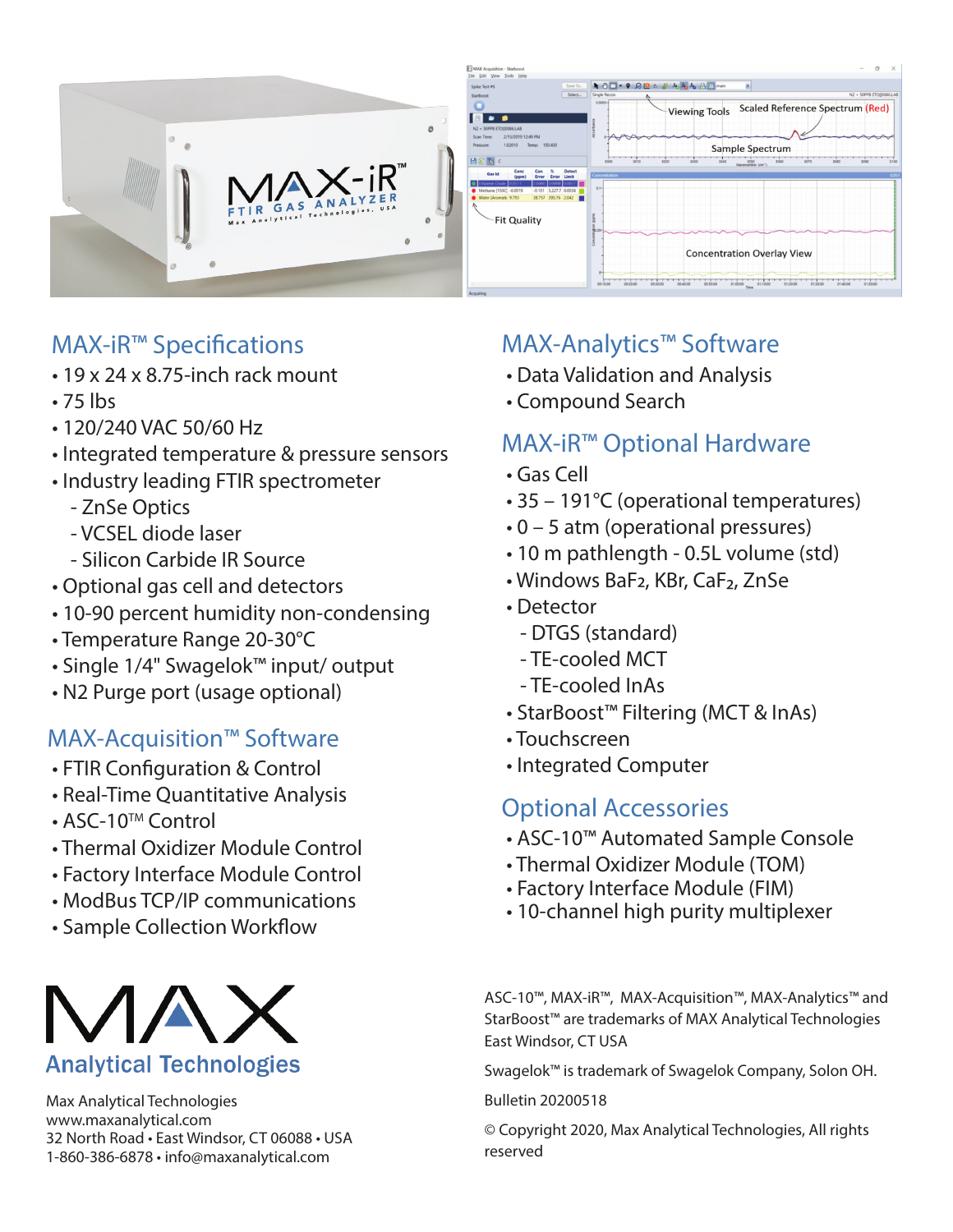## MAX-iR™ Specifications

- 19 x 24 x 8.75-inch rack mount
- 75 lbs
- 120/240 VAC 50/60 Hz
- Integrated temperature & pressure sensors
- Industry leading FTIR spectrometer
  - ZnSe Optics
  - VCSEL diode laser
  - Silicon Carbide IR Source
- Optional gas cell and detectors
- 10-90 percent humidity non-condensing
- Temperature Range 20-30°C
- Single 1/4" Swagelok™ input/ output
- N2 Purge port (usage optional)

## MAX-Acquisition™ Software

- FTIR Configuration & Control
- Real-Time Quantitative Analysis
- ASC-10™ Control
- Thermal Oxidizer Module Control
- Factory Interface Module Control
- ModBus TCP/IP communications
- Sample Collection Workflow

## MAX-Analytics™ Software

- Data Validation and Analysis
- Compound Search

## MAX-iR™ Optional Hardware

- Gas Cell
- 35 – 191°C (operational temperatures)
- 0 – 5 atm (operational pressures)
- 10 m pathlength - 0.5L volume (std)
- Windows $BaF_2$, KBr, $CaF_2$, ZnSe
- Detector
  - DTGS (standard)
  - TE-cooled MCT
  - TE-cooled InAs
- StarBoost™ Filtering (MCT & InAs)
- Touchscreen
- Integrated Computer

## Optional Accessories

- ASC-10™ Automated Sample Console
- Thermal Oxidizer Module (TOM)
- Factory Interface Module (FIM)
- 10-channel high purity multiplexer

MAX Analytical Technologies

Max Analytical Technologies
www.maxanalytical.com
32 North Road • East Windsor, CT 06088 • USA
1-860-386-6878 • info@maxanalytical.com

ASC-10™, MAX-iR™, MAX-Acquisition™, MAX-Analytics™ and StarBoost™ are trademarks of MAX Analytical Technologies East Windsor, CT USA

Swagelok™ is trademark of Swagelok Company, Solon OH.

Bulletin 20200518

© Copyright 2020, Max Analytical Technologies, All rights reserved